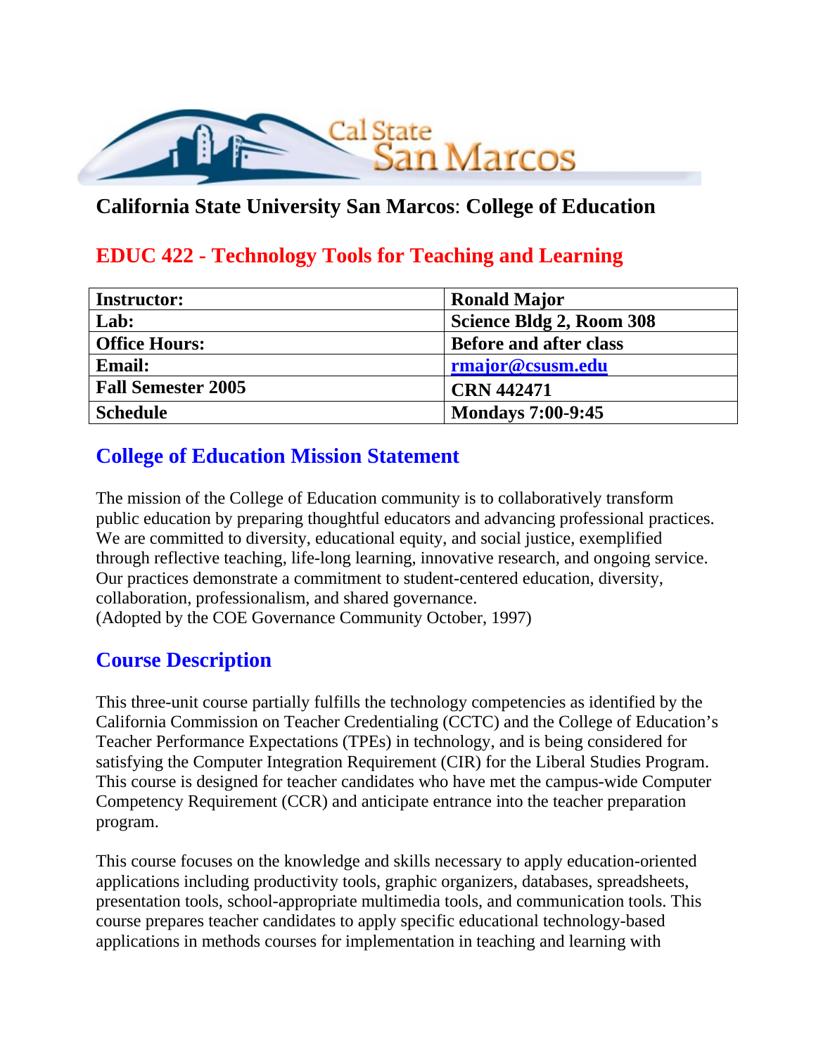## California State University San Marcos: College of Education

# EDUC 422 - Technology Tools for Teaching and Learning

| Instructor: | Ronald Major |
| --- | --- |
| Lab: | Science Bldg 2, Room 308 |
| Office Hours: | Before and after class |
| Email: | rmajor@csusm.edu |
| Fall Semester 2005 | CRN 442471 |
| Schedule | Mondays 7:00-9:45 |

## College of Education Mission Statement

The mission of the College of Education community is to collaboratively transform public education by preparing thoughtful educators and advancing professional practices. We are committed to diversity, educational equity, and social justice, exemplified through reflective teaching, life-long learning, innovative research, and ongoing service. Our practices demonstrate a commitment to student-centered education, diversity, collaboration, professionalism, and shared governance.
(Adopted by the COE Governance Community October, 1997)

## Course Description

This three-unit course partially fulfills the technology competencies as identified by the California Commission on Teacher Credentialing (CCTC) and the College of Education's Teacher Performance Expectations (TPEs) in technology, and is being considered for satisfying the Computer Integration Requirement (CIR) for the Liberal Studies Program. This course is designed for teacher candidates who have met the campus-wide Computer Competency Requirement (CCR) and anticipate entrance into the teacher preparation program.

This course focuses on the knowledge and skills necessary to apply education-oriented applications including productivity tools, graphic organizers, databases, spreadsheets, presentation tools, school-appropriate multimedia tools, and communication tools. This course prepares teacher candidates to apply specific educational technology-based applications in methods courses for implementation in teaching and learning with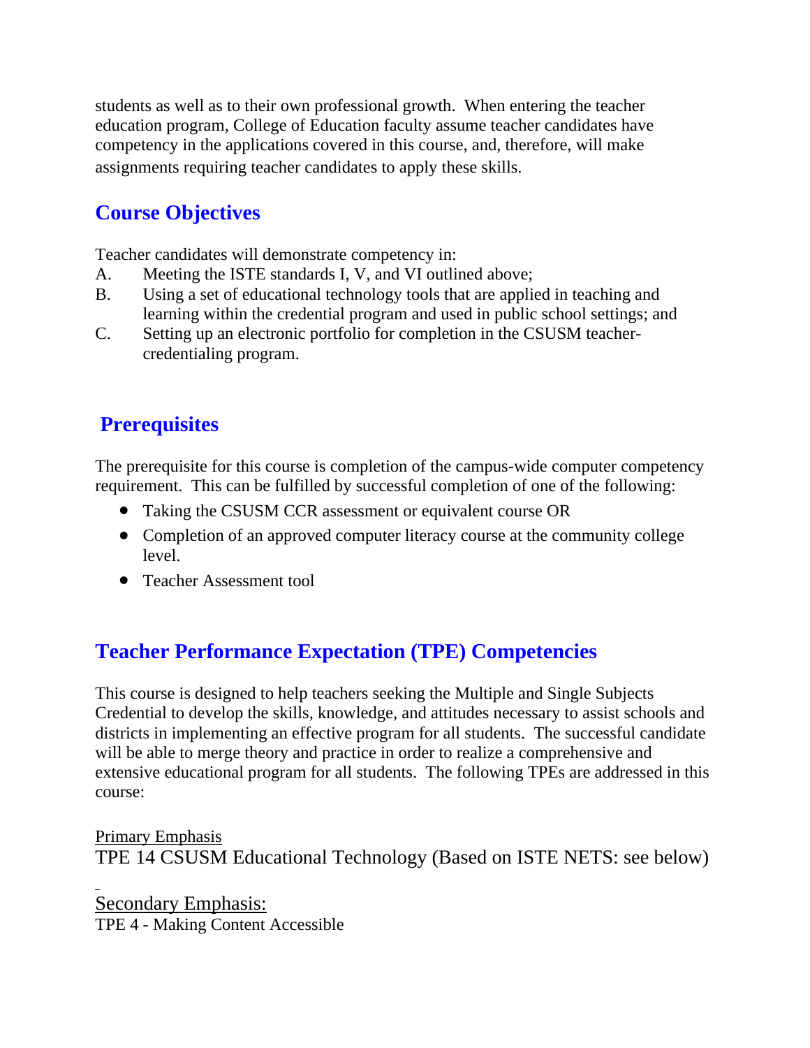students as well as to their own professional growth. When entering the teacher education program, College of Education faculty assume teacher candidates have competency in the applications covered in this course, and, therefore, will make assignments requiring teacher candidates to apply these skills.

## Course Objectives

Teacher candidates will demonstrate competency in:

A. Meeting the ISTE standards I, V, and VI outlined above;

B. Using a set of educational technology tools that are applied in teaching and learning within the credential program and used in public school settings; and

C. Setting up an electronic portfolio for completion in the CSUSM teacher-credentialing program.

## Prerequisites

The prerequisite for this course is completion of the campus-wide computer competency requirement. This can be fulfilled by successful completion of one of the following:

- Taking the CSUSM CCR assessment or equivalent course OR
- Completion of an approved computer literacy course at the community college level.
- Teacher Assessment tool

## Teacher Performance Expectation (TPE) Competencies

This course is designed to help teachers seeking the Multiple and Single Subjects Credential to develop the skills, knowledge, and attitudes necessary to assist schools and districts in implementing an effective program for all students. The successful candidate will be able to merge theory and practice in order to realize a comprehensive and extensive educational program for all students. The following TPEs are addressed in this course:

Primary Emphasis

TPE 14 CSUSM Educational Technology (Based on ISTE NETS: see below)

Secondary Emphasis:

TPE 4 - Making Content Accessible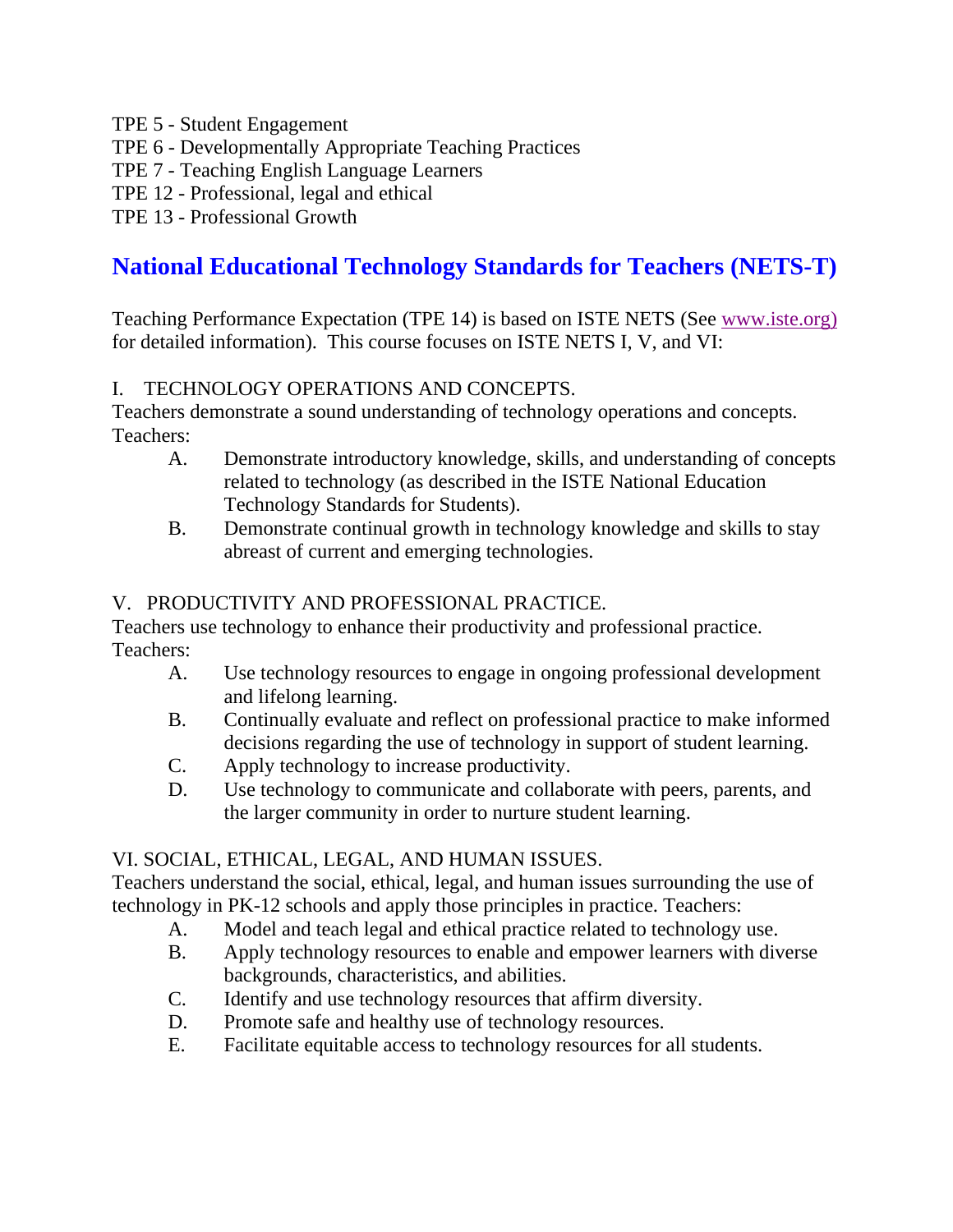TPE 5 - Student Engagement
TPE 6 - Developmentally Appropriate Teaching Practices
TPE 7 - Teaching English Language Learners
TPE 12 - Professional, legal and ethical
TPE 13 - Professional Growth

## National Educational Technology Standards for Teachers (NETS-T)

Teaching Performance Expectation (TPE 14) is based on ISTE NETS (See www.iste.org) for detailed information). This course focuses on ISTE NETS I, V, and VI:

I. TECHNOLOGY OPERATIONS AND CONCEPTS.
Teachers demonstrate a sound understanding of technology operations and concepts. Teachers:

A. Demonstrate introductory knowledge, skills, and understanding of concepts related to technology (as described in the ISTE National Education Technology Standards for Students).
B. Demonstrate continual growth in technology knowledge and skills to stay abreast of current and emerging technologies.

V. PRODUCTIVITY AND PROFESSIONAL PRACTICE.
Teachers use technology to enhance their productivity and professional practice. Teachers:

A. Use technology resources to engage in ongoing professional development and lifelong learning.
B. Continually evaluate and reflect on professional practice to make informed decisions regarding the use of technology in support of student learning.
C. Apply technology to increase productivity.
D. Use technology to communicate and collaborate with peers, parents, and the larger community in order to nurture student learning.

VI. SOCIAL, ETHICAL, LEGAL, AND HUMAN ISSUES.
Teachers understand the social, ethical, legal, and human issues surrounding the use of technology in PK-12 schools and apply those principles in practice. Teachers:

A. Model and teach legal and ethical practice related to technology use.
B. Apply technology resources to enable and empower learners with diverse backgrounds, characteristics, and abilities.
C. Identify and use technology resources that affirm diversity.
D. Promote safe and healthy use of technology resources.
E. Facilitate equitable access to technology resources for all students.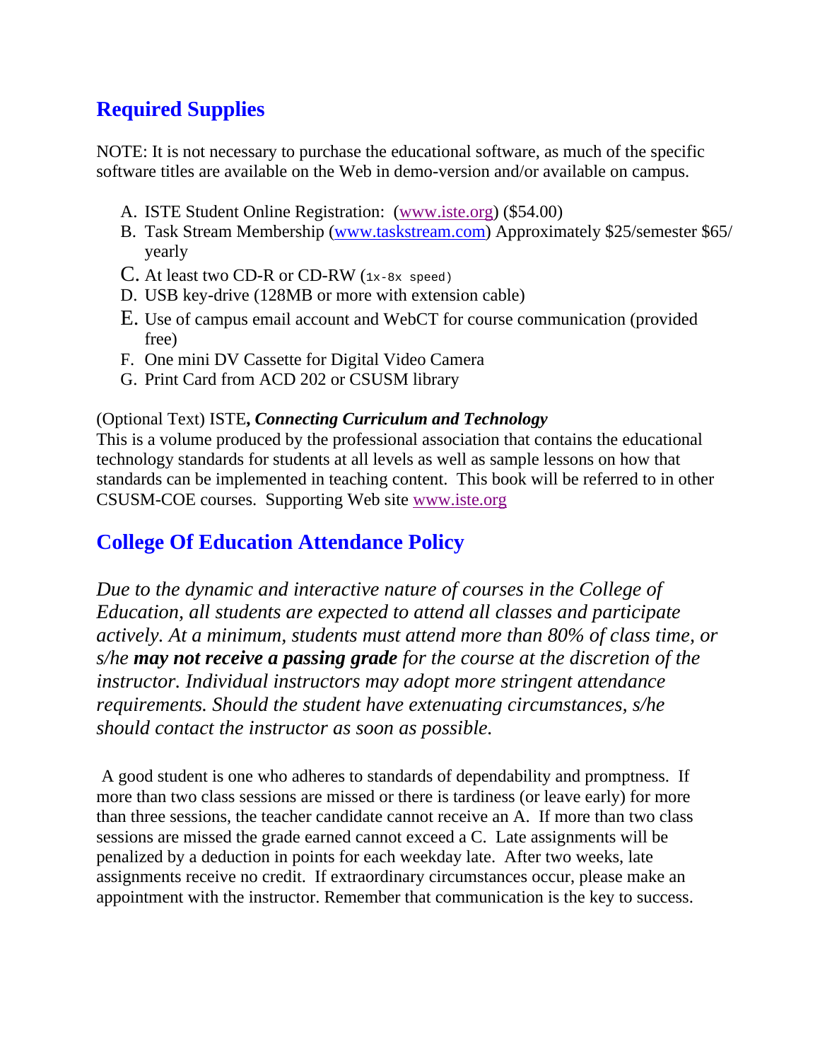## Required Supplies

NOTE: It is not necessary to purchase the educational software, as much of the specific software titles are available on the Web in demo-version and/or available on campus.

A. ISTE Student Online Registration: (www.iste.org) ($54.00)
B. Task Stream Membership (www.taskstream.com) Approximately $25/semester $65/ yearly
C. At least two CD-R or CD-RW (1x-8x speed)
D. USB key-drive (128MB or more with extension cable)
E. Use of campus email account and WebCT for course communication (provided free)
F. One mini DV Cassette for Digital Video Camera
G. Print Card from ACD 202 or CSUSM library

(Optional Text) ISTE***, Connecting Curriculum and Technology***
This is a volume produced by the professional association that contains the educational technology standards for students at all levels as well as sample lessons on how that standards can be implemented in teaching content. This book will be referred to in other CSUSM-COE courses. Supporting Web site www.iste.org

## College Of Education Attendance Policy

*Due to the dynamic and interactive nature of courses in the College of Education, all students are expected to attend all classes and participate actively. At a minimum, students must attend more than 80% of class time, or s/he* ***may not receive a passing grade*** *for the course at the discretion of the instructor. Individual instructors may adopt more stringent attendance requirements. Should the student have extenuating circumstances, s/he should contact the instructor as soon as possible.*

A good student is one who adheres to standards of dependability and promptness. If more than two class sessions are missed or there is tardiness (or leave early) for more than three sessions, the teacher candidate cannot receive an A. If more than two class sessions are missed the grade earned cannot exceed a C. Late assignments will be penalized by a deduction in points for each weekday late. After two weeks, late assignments receive no credit. If extraordinary circumstances occur, please make an appointment with the instructor. Remember that communication is the key to success.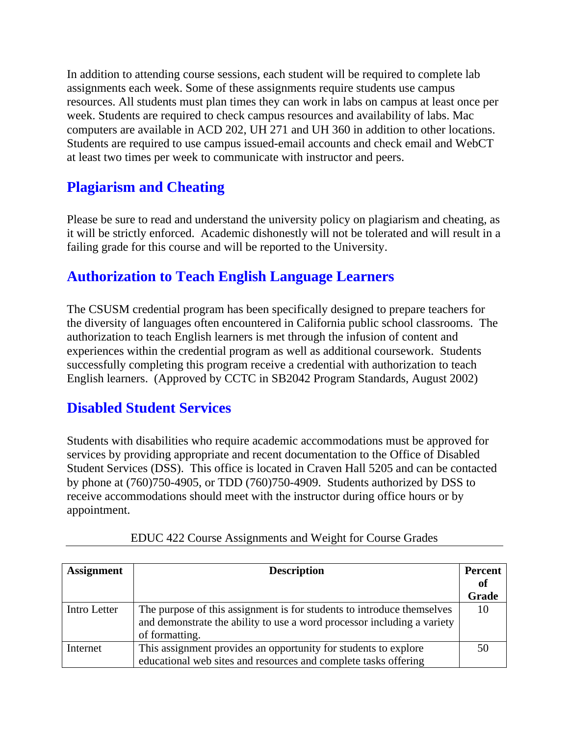In addition to attending course sessions, each student will be required to complete lab assignments each week. Some of these assignments require students use campus resources. All students must plan times they can work in labs on campus at least once per week. Students are required to check campus resources and availability of labs. Mac computers are available in ACD 202, UH 271 and UH 360 in addition to other locations. Students are required to use campus issued-email accounts and check email and WebCT at least two times per week to communicate with instructor and peers.

## Plagiarism and Cheating

Please be sure to read and understand the university policy on plagiarism and cheating, as it will be strictly enforced. Academic dishonestly will not be tolerated and will result in a failing grade for this course and will be reported to the University.

## Authorization to Teach English Language Learners

The CSUSM credential program has been specifically designed to prepare teachers for the diversity of languages often encountered in California public school classrooms. The authorization to teach English learners is met through the infusion of content and experiences within the credential program as well as additional coursework. Students successfully completing this program receive a credential with authorization to teach English learners. (Approved by CCTC in SB2042 Program Standards, August 2002)

## Disabled Student Services

Students with disabilities who require academic accommodations must be approved for services by providing appropriate and recent documentation to the Office of Disabled Student Services (DSS). This office is located in Craven Hall 5205 and can be contacted by phone at (760)750-4905, or TDD (760)750-4909. Students authorized by DSS to receive accommodations should meet with the instructor during office hours or by appointment.

EDUC 422 Course Assignments and Weight for Course Grades

| Assignment | Description | Percent of Grade |
|---|---|---|
| Intro Letter | The purpose of this assignment is for students to introduce themselves and demonstrate the ability to use a word processor including a variety of formatting. | 10 |
| Internet | This assignment provides an opportunity for students to explore educational web sites and resources and complete tasks offering | 50 |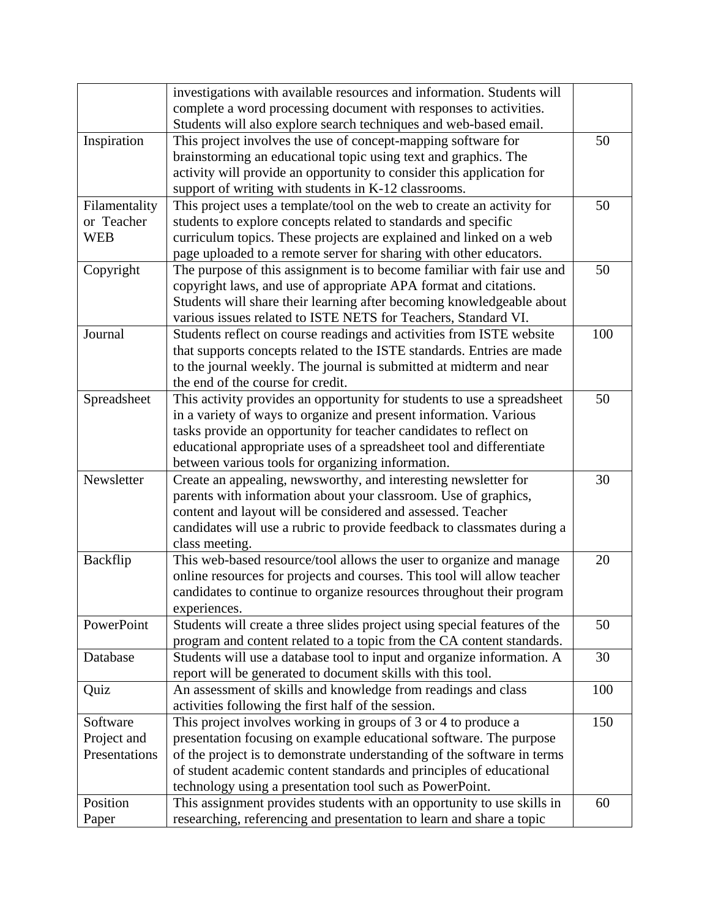| | | |
|---|---|---|
| | investigations with available resources and information. Students will complete a word processing document with responses to activities. Students will also explore search techniques and web-based email. | |
| Inspiration | This project involves the use of concept-mapping software for brainstorming an educational topic using text and graphics. The activity will provide an opportunity to consider this application for support of writing with students in K-12 classrooms. | 50 |
| Filamentality or Teacher WEB | This project uses a template/tool on the web to create an activity for students to explore concepts related to standards and specific curriculum topics. These projects are explained and linked on a web page uploaded to a remote server for sharing with other educators. | 50 |
| Copyright | The purpose of this assignment is to become familiar with fair use and copyright laws, and use of appropriate APA format and citations. Students will share their learning after becoming knowledgeable about various issues related to ISTE NETS for Teachers, Standard VI. | 50 |
| Journal | Students reflect on course readings and activities from ISTE website that supports concepts related to the ISTE standards. Entries are made to the journal weekly. The journal is submitted at midterm and near the end of the course for credit. | 100 |
| Spreadsheet | This activity provides an opportunity for students to use a spreadsheet in a variety of ways to organize and present information. Various tasks provide an opportunity for teacher candidates to reflect on educational appropriate uses of a spreadsheet tool and differentiate between various tools for organizing information. | 50 |
| Newsletter | Create an appealing, newsworthy, and interesting newsletter for parents with information about your classroom. Use of graphics, content and layout will be considered and assessed. Teacher candidates will use a rubric to provide feedback to classmates during a class meeting. | 30 |
| Backflip | This web-based resource/tool allows the user to organize and manage online resources for projects and courses. This tool will allow teacher candidates to continue to organize resources throughout their program experiences. | 20 |
| PowerPoint | Students will create a three slides project using special features of the program and content related to a topic from the CA content standards. | 50 |
| Database | Students will use a database tool to input and organize information. A report will be generated to document skills with this tool. | 30 |
| Quiz | An assessment of skills and knowledge from readings and class activities following the first half of the session. | 100 |
| Software Project and Presentations | This project involves working in groups of 3 or 4 to produce a presentation focusing on example educational software. The purpose of the project is to demonstrate understanding of the software in terms of student academic content standards and principles of educational technology using a presentation tool such as PowerPoint. | 150 |
| Position Paper | This assignment provides students with an opportunity to use skills in researching, referencing and presentation to learn and share a topic | 60 |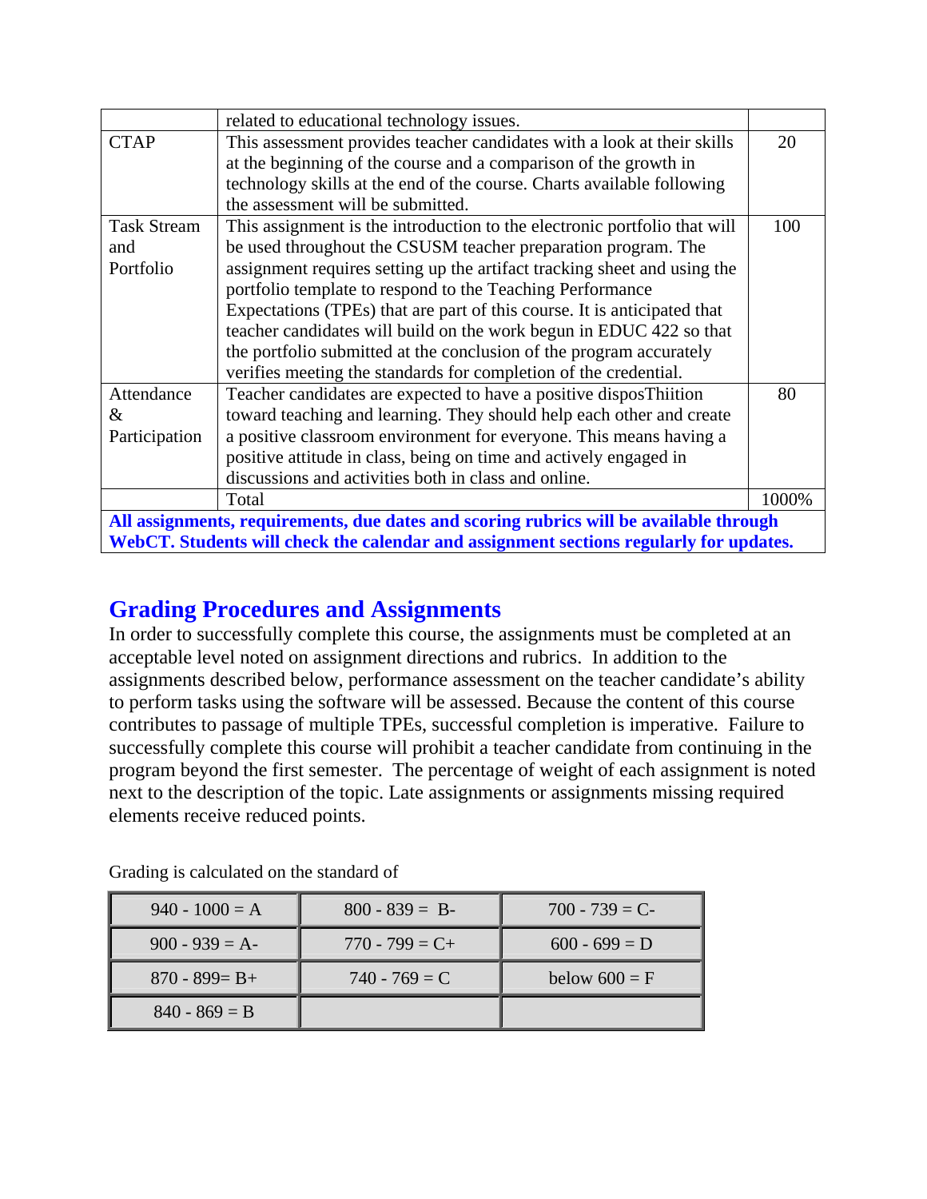| | | |
|---|---|---|
| | related to educational technology issues. | |
| CTAP | This assessment provides teacher candidates with a look at their skills at the beginning of the course and a comparison of the growth in technology skills at the end of the course. Charts available following the assessment will be submitted. | 20 |
| Task Stream and Portfolio | This assignment is the introduction to the electronic portfolio that will be used throughout the CSUSM teacher preparation program. The assignment requires setting up the artifact tracking sheet and using the portfolio template to respond to the Teaching Performance Expectations (TPEs) that are part of this course. It is anticipated that teacher candidates will build on the work begun in EDUC 422 so that the portfolio submitted at the conclusion of the program accurately verifies meeting the standards for completion of the credential. | 100 |
| Attendance & Participation | Teacher candidates are expected to have a positive disposThiition toward teaching and learning. They should help each other and create a positive classroom environment for everyone. This means having a positive attitude in class, being on time and actively engaged in discussions and activities both in class and online. | 80 |
| | Total | 1000% |
| **All assignments, requirements, due dates and scoring rubrics will be available through WebCT. Students will check the calendar and assignment sections regularly for updates.** | | |

## Grading Procedures and Assignments

In order to successfully complete this course, the assignments must be completed at an acceptable level noted on assignment directions and rubrics. In addition to the assignments described below, performance assessment on the teacher candidate's ability to perform tasks using the software will be assessed. Because the content of this course contributes to passage of multiple TPEs, successful completion is imperative. Failure to successfully complete this course will prohibit a teacher candidate from continuing in the program beyond the first semester. The percentage of weight of each assignment is noted next to the description of the topic. Late assignments or assignments missing required elements receive reduced points.

Grading is calculated on the standard of

| | | |
|---|---|---|
| 940 - 1000 = A | 800 - 839 = B- | 700 - 739 = C- |
| 900 - 939 = A- | 770 - 799 = C+ | 600 - 699 = D |
| 870 - 899= B+ | 740 - 769 = C | below 600 = F |
| 840 - 869 = B | | |